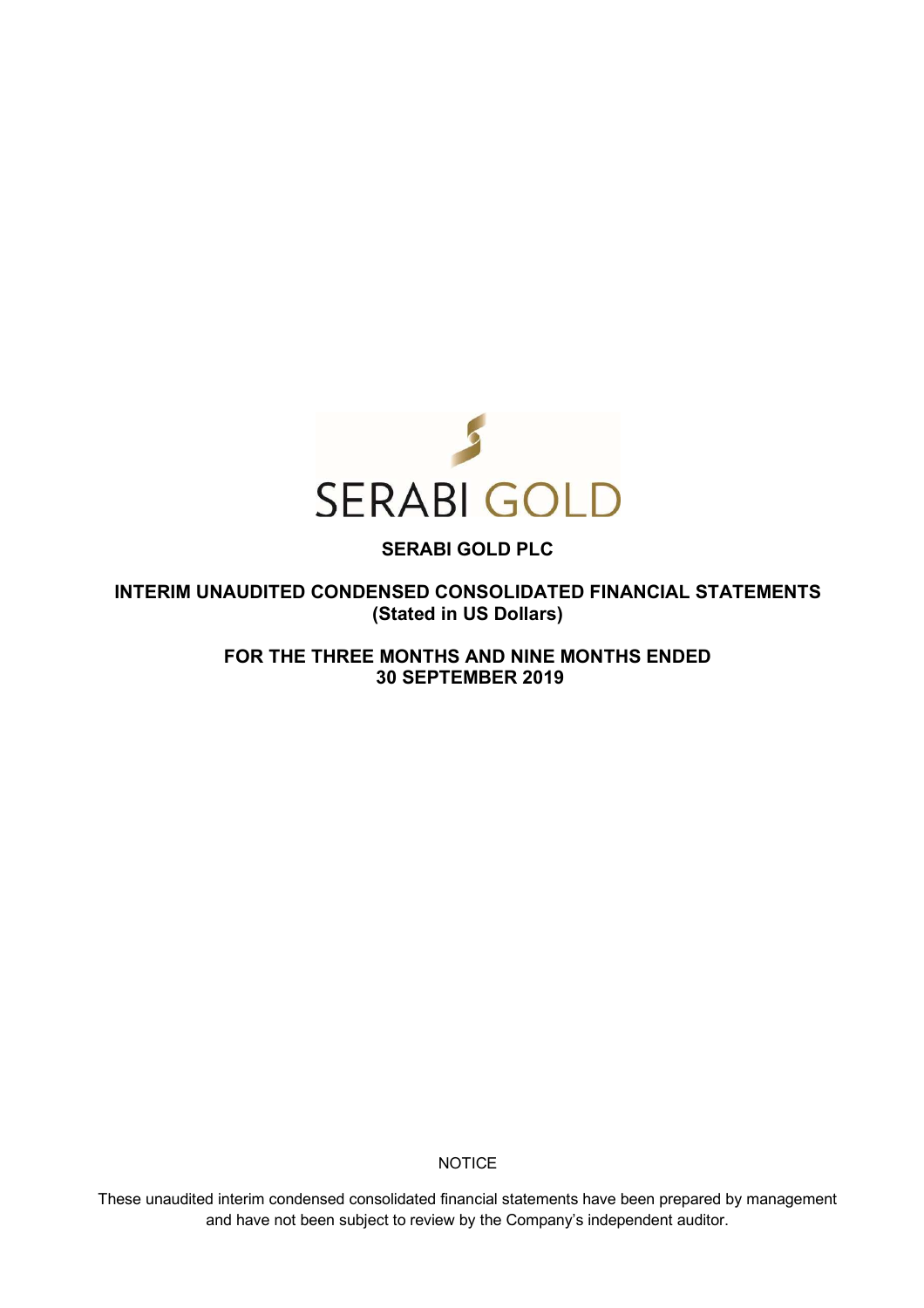SERABI GOLD

# SERABI GOLD PLC

## INTERIM UNAUDITED CONDENSED CONSOLIDATED FINANCIAL STATEMENTS (Stated in US Dollars)

## FOR THE THREE MONTHS AND NINE MONTHS ENDED 30 SEPTEMBER 2019

NOTICE

These unaudited interim condensed consolidated financial statements have been prepared by management and have not been subject to review by the Company's independent auditor.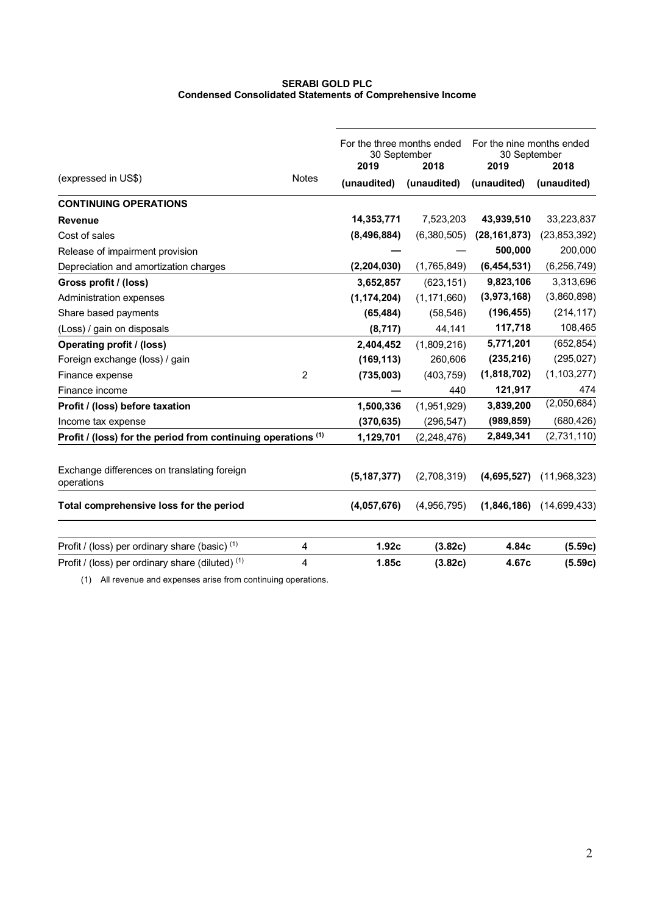**SERABI GOLD PLC**
**Condensed Consolidated Statements of Comprehensive Income**

| (expressed in US$) | Notes | For the three months ended 30 September 2019 (unaudited) | For the three months ended 30 September 2018 (unaudited) | For the nine months ended 30 September 2019 (unaudited) | For the nine months ended 30 September 2018 (unaudited) |
|---|---|---|---|---|---|
| **CONTINUING OPERATIONS** | | | | | |
| **Revenue** | | **14,353,771** | 7,523,203 | **43,939,510** | 33,223,837 |
| Cost of sales | | **(8,496,884)** | (6,380,505) | **(28,161,873)** | (23,853,392) |
| Release of impairment provision | | **—** | — | **500,000** | 200,000 |
| Depreciation and amortization charges | | **(2,204,030)** | (1,765,849) | **(6,454,531)** | (6,256,749) |
| **Gross profit / (loss)** | | **3,652,857** | (623,151) | **9,823,106** | 3,313,696 |
| Administration expenses | | **(1,174,204)** | (1,171,660) | **(3,973,168)** | (3,860,898) |
| Share based payments | | **(65,484)** | (58,546) | **(196,455)** | (214,117) |
| (Loss) / gain on disposals | | **(8,717)** | 44,141 | **117,718** | 108,465 |
| **Operating profit / (loss)** | | **2,404,452** | (1,809,216) | **5,771,201** | (652,854) |
| Foreign exchange (loss) / gain | | **(169,113)** | 260,606 | **(235,216)** | (295,027) |
| Finance expense | 2 | **(735,003)** | (403,759) | **(1,818,702)** | (1,103,277) |
| Finance income | | **—** | 440 | **121,917** | 474 |
| **Profit / (loss) before taxation** | | **1,500,336** | (1,951,929) | **3,839,200** | (2,050,684) |
| Income tax expense | | **(370,635)** | (296,547) | **(989,859)** | (680,426) |
| **Profit / (loss) for the period from continuing operations (1)** | | **1,129,701** | (2,248,476) | **2,849,341** | (2,731,110) |
| Exchange differences on translating foreign operations | | **(5,187,377)** | (2,708,319) | **(4,695,527)** | (11,968,323) |
| **Total comprehensive loss for the period** | | **(4,057,676)** | (4,956,795) | **(1,846,186)** | (14,699,433) |
| Profit / (loss) per ordinary share (basic) (1) | 4 | **1.92c** | **(3.82c)** | **4.84c** | **(5.59c)** |
| Profit / (loss) per ordinary share (diluted) (1) | 4 | **1.85c** | **(3.82c)** | **4.67c** | **(5.59c)** |

(1) All revenue and expenses arise from continuing operations.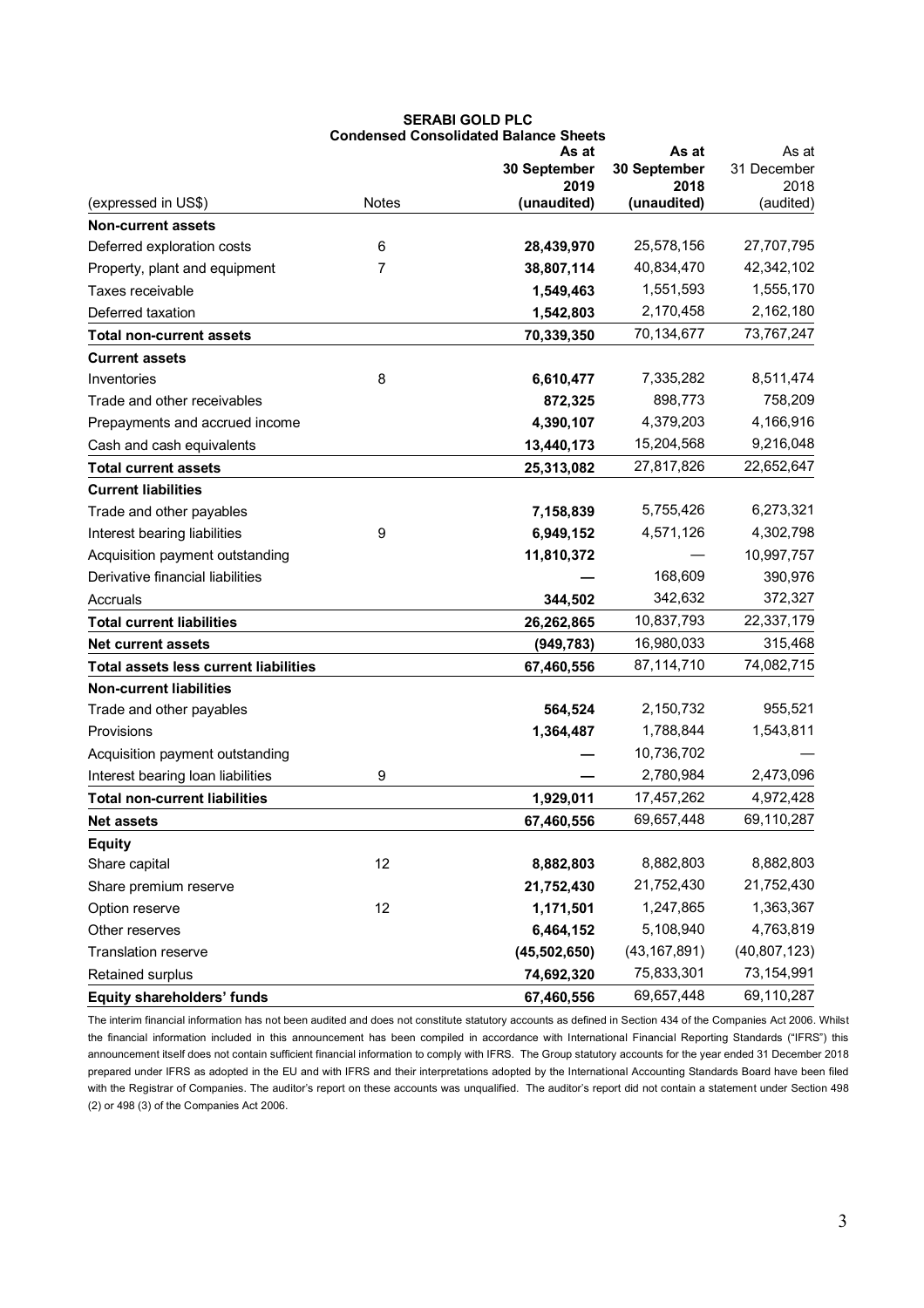**SERABI GOLD PLC**
**Condensed Consolidated Balance Sheets**

| (expressed in US$) | Notes | **As at 30 September 2019 (unaudited)** | **As at 30 September 2018 (unaudited)** | As at 31 December 2018 (audited) |
|---|---|---|---|---|
| **Non-current assets** | | | | |
| Deferred exploration costs | 6 | **28,439,970** | 25,578,156 | 27,707,795 |
| Property, plant and equipment | 7 | **38,807,114** | 40,834,470 | 42,342,102 |
| Taxes receivable | | **1,549,463** | 1,551,593 | 1,555,170 |
| Deferred taxation | | **1,542,803** | 2,170,458 | 2,162,180 |
| **Total non-current assets** | | **70,339,350** | 70,134,677 | 73,767,247 |
| **Current assets** | | | | |
| Inventories | 8 | **6,610,477** | 7,335,282 | 8,511,474 |
| Trade and other receivables | | **872,325** | 898,773 | 758,209 |
| Prepayments and accrued income | | **4,390,107** | 4,379,203 | 4,166,916 |
| Cash and cash equivalents | | **13,440,173** | 15,204,568 | 9,216,048 |
| **Total current assets** | | **25,313,082** | 27,817,826 | 22,652,647 |
| **Current liabilities** | | | | |
| Trade and other payables | | **7,158,839** | 5,755,426 | 6,273,321 |
| Interest bearing liabilities | 9 | **6,949,152** | 4,571,126 | 4,302,798 |
| Acquisition payment outstanding | | **11,810,372** | — | 10,997,757 |
| Derivative financial liabilities | | **—** | 168,609 | 390,976 |
| Accruals | | **344,502** | 342,632 | 372,327 |
| **Total current liabilities** | | **26,262,865** | 10,837,793 | 22,337,179 |
| **Net current assets** | | **(949,783)** | 16,980,033 | 315,468 |
| **Total assets less current liabilities** | | **67,460,556** | 87,114,710 | 74,082,715 |
| **Non-current liabilities** | | | | |
| Trade and other payables | | **564,524** | 2,150,732 | 955,521 |
| Provisions | | **1,364,487** | 1,788,844 | 1,543,811 |
| Acquisition payment outstanding | | **—** | 10,736,702 | — |
| Interest bearing loan liabilities | 9 | **—** | 2,780,984 | 2,473,096 |
| **Total non-current liabilities** | | **1,929,011** | 17,457,262 | 4,972,428 |
| **Net assets** | | **67,460,556** | 69,657,448 | 69,110,287 |
| **Equity** | | | | |
| Share capital | 12 | **8,882,803** | 8,882,803 | 8,882,803 |
| Share premium reserve | | **21,752,430** | 21,752,430 | 21,752,430 |
| Option reserve | 12 | **1,171,501** | 1,247,865 | 1,363,367 |
| Other reserves | | **6,464,152** | 5,108,940 | 4,763,819 |
| Translation reserve | | **(45,502,650)** | (43,167,891) | (40,807,123) |
| Retained surplus | | **74,692,320** | 75,833,301 | 73,154,991 |
| **Equity shareholders' funds** | | **67,460,556** | 69,657,448 | 69,110,287 |

The interim financial information has not been audited and does not constitute statutory accounts as defined in Section 434 of the Companies Act 2006. Whilst the financial information included in this announcement has been compiled in accordance with International Financial Reporting Standards ("IFRS") this announcement itself does not contain sufficient financial information to comply with IFRS. The Group statutory accounts for the year ended 31 December 2018 prepared under IFRS as adopted in the EU and with IFRS and their interpretations adopted by the International Accounting Standards Board have been filed with the Registrar of Companies. The auditor's report on these accounts was unqualified. The auditor's report did not contain a statement under Section 498 (2) or 498 (3) of the Companies Act 2006.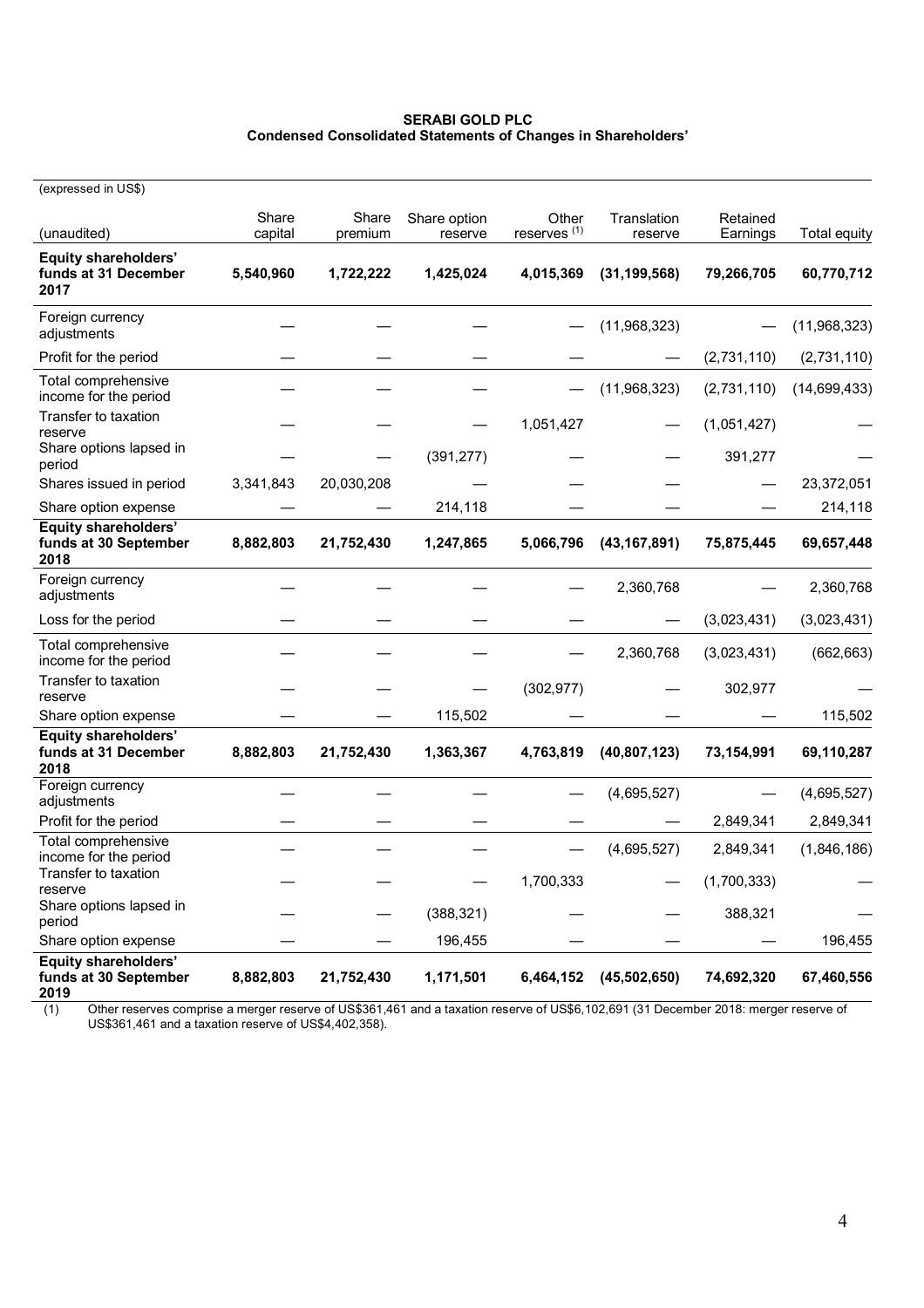**SERABI GOLD PLC**
**Condensed Consolidated Statements of Changes in Shareholders'**

(expressed in US$)

| (unaudited) | Share capital | Share premium | Share option reserve | Other reserves [(1)] | Translation reserve | Retained Earnings | Total equity |
|---|---|---|---|---|---|---|---|
| **Equity shareholders' funds at 31 December 2017** | **5,540,960** | **1,722,222** | **1,425,024** | **4,015,369** | **(31,199,568)** | **79,266,705** | **60,770,712** |
| Foreign currency adjustments | — | — | — | — | (11,968,323) | — | (11,968,323) |
| Profit for the period | — | — | — | — | — | (2,731,110) | (2,731,110) |
| Total comprehensive income for the period | — | — | — | — | (11,968,323) | (2,731,110) | (14,699,433) |
| Transfer to taxation reserve | — | — | — | 1,051,427 | — | (1,051,427) | — |
| Share options lapsed in period | — | — | (391,277) | — | — | 391,277 | — |
| Shares issued in period | 3,341,843 | 20,030,208 | — | — | — | — | 23,372,051 |
| Share option expense | — | — | 214,118 | — | — | — | 214,118 |
| **Equity shareholders' funds at 30 September 2018** | **8,882,803** | **21,752,430** | **1,247,865** | **5,066,796** | **(43,167,891)** | **75,875,445** | **69,657,448** |
| Foreign currency adjustments | — | — | — | — | 2,360,768 | — | 2,360,768 |
| Loss for the period | — | — | — | — | — | (3,023,431) | (3,023,431) |
| Total comprehensive income for the period | — | — | — | — | 2,360,768 | (3,023,431) | (662,663) |
| Transfer to taxation reserve | — | — | — | (302,977) | — | 302,977 | — |
| Share option expense | — | — | 115,502 | — | — | — | 115,502 |
| **Equity shareholders' funds at 31 December 2018** | **8,882,803** | **21,752,430** | **1,363,367** | **4,763,819** | **(40,807,123)** | **73,154,991** | **69,110,287** |
| Foreign currency adjustments | — | — | — | — | (4,695,527) | — | (4,695,527) |
| Profit for the period | — | — | — | — | — | 2,849,341 | 2,849,341 |
| Total comprehensive income for the period | — | — | — | — | (4,695,527) | 2,849,341 | (1,846,186) |
| Transfer to taxation reserve | — | — | — | 1,700,333 | — | (1,700,333) | — |
| Share options lapsed in period | — | — | (388,321) | — | — | 388,321 | — |
| Share option expense | — | — | 196,455 | — | — | — | 196,455 |
| **Equity shareholders' funds at 30 September 2019** | **8,882,803** | **21,752,430** | **1,171,501** | **6,464,152** | **(45,502,650)** | **74,692,320** | **67,460,556** |

(1) Other reserves comprise a merger reserve of US$361,461 and a taxation reserve of US$6,102,691 (31 December 2018: merger reserve of US$361,461 and a taxation reserve of US$4,402,358).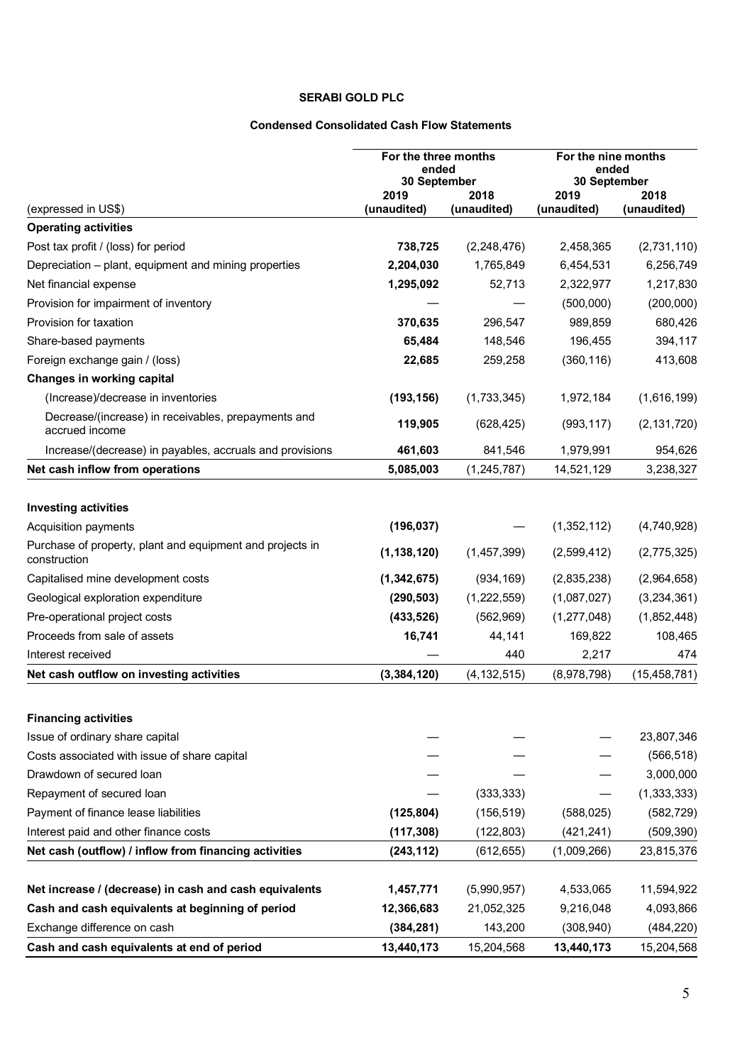**SERABI GOLD PLC**

**Condensed Consolidated Cash Flow Statements**

| (expressed in US$) | For the three months ended 30 September | | For the nine months ended 30 September | |
|---|---|---|---|---|
| | 2019 (unaudited) | 2018 (unaudited) | 2019 (unaudited) | 2018 (unaudited) |
| **Operating activities** | | | | |
| Post tax profit / (loss) for period | **738,725** | (2,248,476) | 2,458,365 | (2,731,110) |
| Depreciation – plant, equipment and mining properties | **2,204,030** | 1,765,849 | 6,454,531 | 6,256,749 |
| Net financial expense | **1,295,092** | 52,713 | 2,322,977 | 1,217,830 |
| Provision for impairment of inventory | — | — | (500,000) | (200,000) |
| Provision for taxation | **370,635** | 296,547 | 989,859 | 680,426 |
| Share-based payments | **65,484** | 148,546 | 196,455 | 394,117 |
| Foreign exchange gain / (loss) | **22,685** | 259,258 | (360,116) | 413,608 |
| **Changes in working capital** | | | | |
| (Increase)/decrease in inventories | **(193,156)** | (1,733,345) | 1,972,184 | (1,616,199) |
| Decrease/(increase) in receivables, prepayments and accrued income | **119,905** | (628,425) | (993,117) | (2,131,720) |
| Increase/(decrease) in payables, accruals and provisions | **461,603** | 841,546 | 1,979,991 | 954,626 |
| **Net cash inflow from operations** | **5,085,003** | (1,245,787) | 14,521,129 | 3,238,327 |
| | | | | |
| **Investing activities** | | | | |
| Acquisition payments | **(196,037)** | — | (1,352,112) | (4,740,928) |
| Purchase of property, plant and equipment and projects in construction | **(1,138,120)** | (1,457,399) | (2,599,412) | (2,775,325) |
| Capitalised mine development costs | **(1,342,675)** | (934,169) | (2,835,238) | (2,964,658) |
| Geological exploration expenditure | **(290,503)** | (1,222,559) | (1,087,027) | (3,234,361) |
| Pre-operational project costs | **(433,526)** | (562,969) | (1,277,048) | (1,852,448) |
| Proceeds from sale of assets | **16,741** | 44,141 | 169,822 | 108,465 |
| Interest received | — | 440 | 2,217 | 474 |
| **Net cash outflow on investing activities** | **(3,384,120)** | (4,132,515) | (8,978,798) | (15,458,781) |
| | | | | |
| **Financing activities** | | | | |
| Issue of ordinary share capital | — | — | — | 23,807,346 |
| Costs associated with issue of share capital | — | — | — | (566,518) |
| Drawdown of secured loan | — | — | — | 3,000,000 |
| Repayment of secured loan | — | (333,333) | — | (1,333,333) |
| Payment of finance lease liabilities | **(125,804)** | (156,519) | (588,025) | (582,729) |
| Interest paid and other finance costs | **(117,308)** | (122,803) | (421,241) | (509,390) |
| **Net cash (outflow) / inflow from financing activities** | **(243,112)** | (612,655) | (1,009,266) | 23,815,376 |
| | | | | |
| **Net increase / (decrease) in cash and cash equivalents** | **1,457,771** | (5,990,957) | 4,533,065 | 11,594,922 |
| **Cash and cash equivalents at beginning of period** | **12,366,683** | 21,052,325 | 9,216,048 | 4,093,866 |
| Exchange difference on cash | **(384,281)** | 143,200 | (308,940) | (484,220) |
| **Cash and cash equivalents at end of period** | **13,440,173** | 15,204,568 | **13,440,173** | 15,204,568 |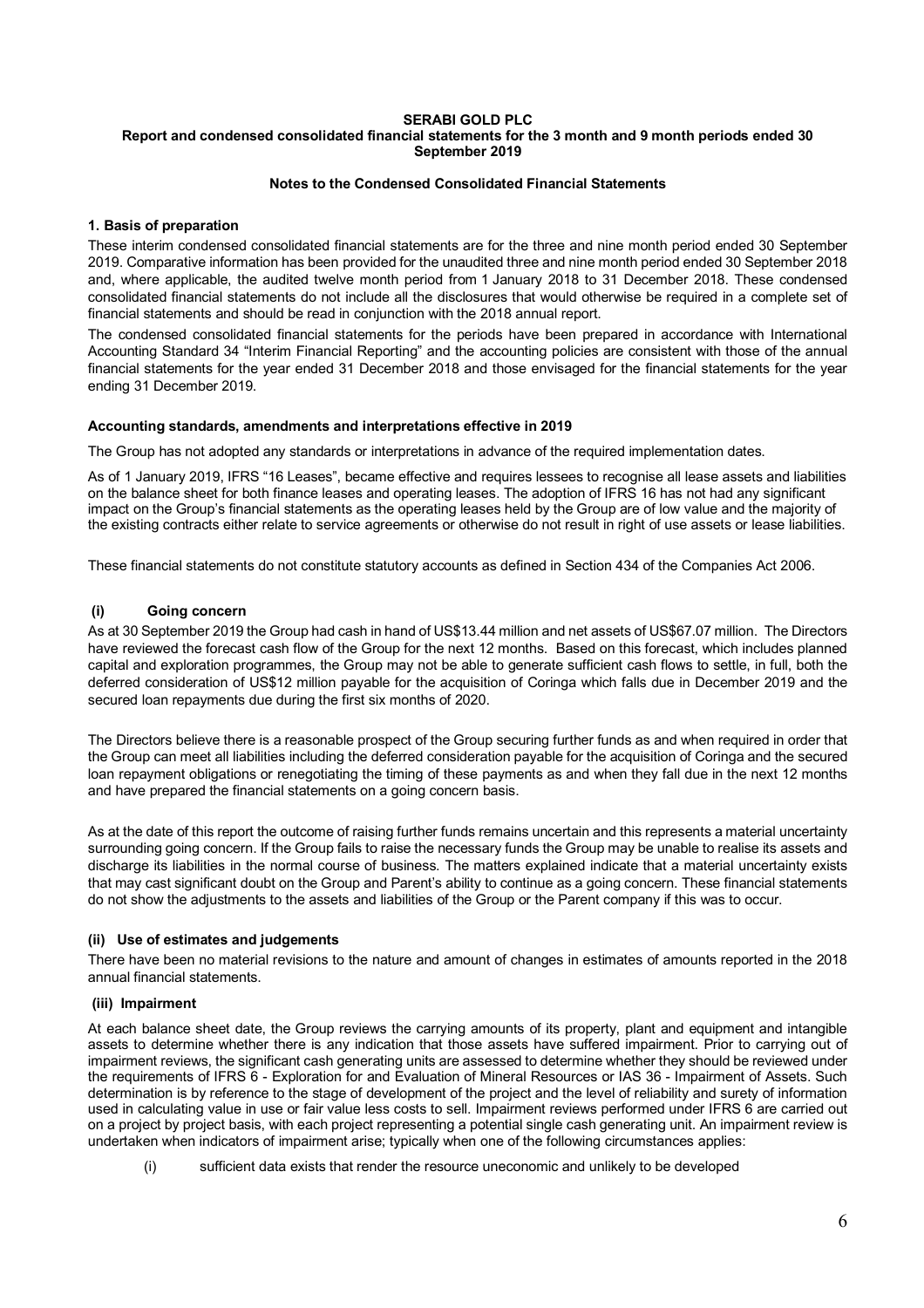**SERABI GOLD PLC**
**Report and condensed consolidated financial statements for the 3 month and 9 month periods ended 30 September 2019**

**Notes to the Condensed Consolidated Financial Statements**

### 1. Basis of preparation

These interim condensed consolidated financial statements are for the three and nine month period ended 30 September 2019. Comparative information has been provided for the unaudited three and nine month period ended 30 September 2018 and, where applicable, the audited twelve month period from 1 January 2018 to 31 December 2018. These condensed consolidated financial statements do not include all the disclosures that would otherwise be required in a complete set of financial statements and should be read in conjunction with the 2018 annual report.

The condensed consolidated financial statements for the periods have been prepared in accordance with International Accounting Standard 34 "Interim Financial Reporting" and the accounting policies are consistent with those of the annual financial statements for the year ended 31 December 2018 and those envisaged for the financial statements for the year ending 31 December 2019.

#### Accounting standards, amendments and interpretations effective in 2019

The Group has not adopted any standards or interpretations in advance of the required implementation dates.

As of 1 January 2019, IFRS "16 Leases", became effective and requires lessees to recognise all lease assets and liabilities on the balance sheet for both finance leases and operating leases. The adoption of IFRS 16 has not had any significant impact on the Group's financial statements as the operating leases held by the Group are of low value and the majority of the existing contracts either relate to service agreements or otherwise do not result in right of use assets or lease liabilities.

These financial statements do not constitute statutory accounts as defined in Section 434 of the Companies Act 2006.

#### (i) Going concern

As at 30 September 2019 the Group had cash in hand of US$13.44 million and net assets of US$67.07 million. The Directors have reviewed the forecast cash flow of the Group for the next 12 months. Based on this forecast, which includes planned capital and exploration programmes, the Group may not be able to generate sufficient cash flows to settle, in full, both the deferred consideration of US$12 million payable for the acquisition of Coringa which falls due in December 2019 and the secured loan repayments due during the first six months of 2020.

The Directors believe there is a reasonable prospect of the Group securing further funds as and when required in order that the Group can meet all liabilities including the deferred consideration payable for the acquisition of Coringa and the secured loan repayment obligations or renegotiating the timing of these payments as and when they fall due in the next 12 months and have prepared the financial statements on a going concern basis.

As at the date of this report the outcome of raising further funds remains uncertain and this represents a material uncertainty surrounding going concern. If the Group fails to raise the necessary funds the Group may be unable to realise its assets and discharge its liabilities in the normal course of business. The matters explained indicate that a material uncertainty exists that may cast significant doubt on the Group and Parent's ability to continue as a going concern. These financial statements do not show the adjustments to the assets and liabilities of the Group or the Parent company if this was to occur.

#### (ii) Use of estimates and judgements

There have been no material revisions to the nature and amount of changes in estimates of amounts reported in the 2018 annual financial statements.

#### (iii) Impairment

At each balance sheet date, the Group reviews the carrying amounts of its property, plant and equipment and intangible assets to determine whether there is any indication that those assets have suffered impairment. Prior to carrying out of impairment reviews, the significant cash generating units are assessed to determine whether they should be reviewed under the requirements of IFRS 6 - Exploration for and Evaluation of Mineral Resources or IAS 36 - Impairment of Assets. Such determination is by reference to the stage of development of the project and the level of reliability and surety of information used in calculating value in use or fair value less costs to sell. Impairment reviews performed under IFRS 6 are carried out on a project by project basis, with each project representing a potential single cash generating unit. An impairment review is undertaken when indicators of impairment arise; typically when one of the following circumstances applies:

(i) sufficient data exists that render the resource uneconomic and unlikely to be developed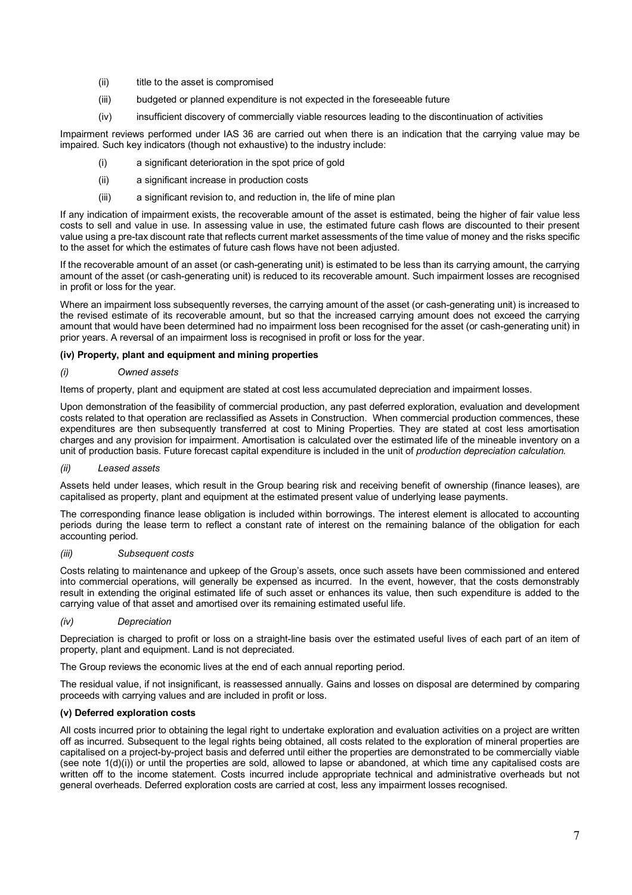(ii) title to the asset is compromised

(iii) budgeted or planned expenditure is not expected in the foreseeable future

(iv) insufficient discovery of commercially viable resources leading to the discontinuation of activities

Impairment reviews performed under IAS 36 are carried out when there is an indication that the carrying value may be impaired. Such key indicators (though not exhaustive) to the industry include:

(i) a significant deterioration in the spot price of gold

(ii) a significant increase in production costs

(iii) a significant revision to, and reduction in, the life of mine plan

If any indication of impairment exists, the recoverable amount of the asset is estimated, being the higher of fair value less costs to sell and value in use. In assessing value in use, the estimated future cash flows are discounted to their present value using a pre-tax discount rate that reflects current market assessments of the time value of money and the risks specific to the asset for which the estimates of future cash flows have not been adjusted.

If the recoverable amount of an asset (or cash-generating unit) is estimated to be less than its carrying amount, the carrying amount of the asset (or cash-generating unit) is reduced to its recoverable amount. Such impairment losses are recognised in profit or loss for the year.

Where an impairment loss subsequently reverses, the carrying amount of the asset (or cash-generating unit) is increased to the revised estimate of its recoverable amount, but so that the increased carrying amount does not exceed the carrying amount that would have been determined had no impairment loss been recognised for the asset (or cash-generating unit) in prior years. A reversal of an impairment loss is recognised in profit or loss for the year.

**(iv) Property, plant and equipment and mining properties**

*(i) Owned assets*

Items of property, plant and equipment are stated at cost less accumulated depreciation and impairment losses.

Upon demonstration of the feasibility of commercial production, any past deferred exploration, evaluation and development costs related to that operation are reclassified as Assets in Construction. When commercial production commences, these expenditures are then subsequently transferred at cost to Mining Properties. They are stated at cost less amortisation charges and any provision for impairment. Amortisation is calculated over the estimated life of the mineable inventory on a unit of production basis. Future forecast capital expenditure is included in the unit of *production depreciation calculation.*

*(ii) Leased assets*

Assets held under leases, which result in the Group bearing risk and receiving benefit of ownership (finance leases), are capitalised as property, plant and equipment at the estimated present value of underlying lease payments.

The corresponding finance lease obligation is included within borrowings. The interest element is allocated to accounting periods during the lease term to reflect a constant rate of interest on the remaining balance of the obligation for each accounting period.

*(iii) Subsequent costs*

Costs relating to maintenance and upkeep of the Group's assets, once such assets have been commissioned and entered into commercial operations, will generally be expensed as incurred. In the event, however, that the costs demonstrably result in extending the original estimated life of such asset or enhances its value, then such expenditure is added to the carrying value of that asset and amortised over its remaining estimated useful life.

*(iv) Depreciation*

Depreciation is charged to profit or loss on a straight-line basis over the estimated useful lives of each part of an item of property, plant and equipment. Land is not depreciated.

The Group reviews the economic lives at the end of each annual reporting period.

The residual value, if not insignificant, is reassessed annually. Gains and losses on disposal are determined by comparing proceeds with carrying values and are included in profit or loss.

**(v) Deferred exploration costs**

All costs incurred prior to obtaining the legal right to undertake exploration and evaluation activities on a project are written off as incurred. Subsequent to the legal rights being obtained, all costs related to the exploration of mineral properties are capitalised on a project-by-project basis and deferred until either the properties are demonstrated to be commercially viable (see note 1(d)(i)) or until the properties are sold, allowed to lapse or abandoned, at which time any capitalised costs are written off to the income statement. Costs incurred include appropriate technical and administrative overheads but not general overheads. Deferred exploration costs are carried at cost, less any impairment losses recognised.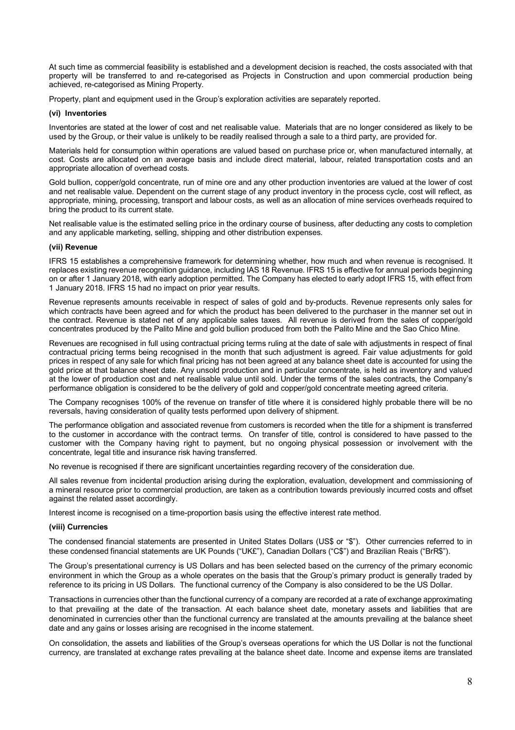At such time as commercial feasibility is established and a development decision is reached, the costs associated with that property will be transferred to and re-categorised as Projects in Construction and upon commercial production being achieved, re-categorised as Mining Property.

Property, plant and equipment used in the Group's exploration activities are separately reported.

**(vi) Inventories**

Inventories are stated at the lower of cost and net realisable value. Materials that are no longer considered as likely to be used by the Group, or their value is unlikely to be readily realised through a sale to a third party, are provided for.

Materials held for consumption within operations are valued based on purchase price or, when manufactured internally, at cost. Costs are allocated on an average basis and include direct material, labour, related transportation costs and an appropriate allocation of overhead costs.

Gold bullion, copper/gold concentrate, run of mine ore and any other production inventories are valued at the lower of cost and net realisable value. Dependent on the current stage of any product inventory in the process cycle, cost will reflect, as appropriate, mining, processing, transport and labour costs, as well as an allocation of mine services overheads required to bring the product to its current state.

Net realisable value is the estimated selling price in the ordinary course of business, after deducting any costs to completion and any applicable marketing, selling, shipping and other distribution expenses.

**(vii) Revenue**

IFRS 15 establishes a comprehensive framework for determining whether, how much and when revenue is recognised. It replaces existing revenue recognition guidance, including IAS 18 Revenue. IFRS 15 is effective for annual periods beginning on or after 1 January 2018, with early adoption permitted. The Company has elected to early adopt IFRS 15, with effect from 1 January 2018. IFRS 15 had no impact on prior year results.

Revenue represents amounts receivable in respect of sales of gold and by-products. Revenue represents only sales for which contracts have been agreed and for which the product has been delivered to the purchaser in the manner set out in the contract. Revenue is stated net of any applicable sales taxes. All revenue is derived from the sales of copper/gold concentrates produced by the Palito Mine and gold bullion produced from both the Palito Mine and the Sao Chico Mine.

Revenues are recognised in full using contractual pricing terms ruling at the date of sale with adjustments in respect of final contractual pricing terms being recognised in the month that such adjustment is agreed. Fair value adjustments for gold prices in respect of any sale for which final pricing has not been agreed at any balance sheet date is accounted for using the gold price at that balance sheet date. Any unsold production and in particular concentrate, is held as inventory and valued at the lower of production cost and net realisable value until sold. Under the terms of the sales contracts, the Company's performance obligation is considered to be the delivery of gold and copper/gold concentrate meeting agreed criteria.

The Company recognises 100% of the revenue on transfer of title where it is considered highly probable there will be no reversals, having consideration of quality tests performed upon delivery of shipment.

The performance obligation and associated revenue from customers is recorded when the title for a shipment is transferred to the customer in accordance with the contract terms. On transfer of title, control is considered to have passed to the customer with the Company having right to payment, but no ongoing physical possession or involvement with the concentrate, legal title and insurance risk having transferred.

No revenue is recognised if there are significant uncertainties regarding recovery of the consideration due.

All sales revenue from incidental production arising during the exploration, evaluation, development and commissioning of a mineral resource prior to commercial production, are taken as a contribution towards previously incurred costs and offset against the related asset accordingly.

Interest income is recognised on a time-proportion basis using the effective interest rate method.

**(viii) Currencies**

The condensed financial statements are presented in United States Dollars (US$ or "$"). Other currencies referred to in these condensed financial statements are UK Pounds ("UK£"), Canadian Dollars ("C$") and Brazilian Reais ("BrR$").

The Group's presentational currency is US Dollars and has been selected based on the currency of the primary economic environment in which the Group as a whole operates on the basis that the Group's primary product is generally traded by reference to its pricing in US Dollars. The functional currency of the Company is also considered to be the US Dollar.

Transactions in currencies other than the functional currency of a company are recorded at a rate of exchange approximating to that prevailing at the date of the transaction. At each balance sheet date, monetary assets and liabilities that are denominated in currencies other than the functional currency are translated at the amounts prevailing at the balance sheet date and any gains or losses arising are recognised in the income statement.

On consolidation, the assets and liabilities of the Group's overseas operations for which the US Dollar is not the functional currency, are translated at exchange rates prevailing at the balance sheet date. Income and expense items are translated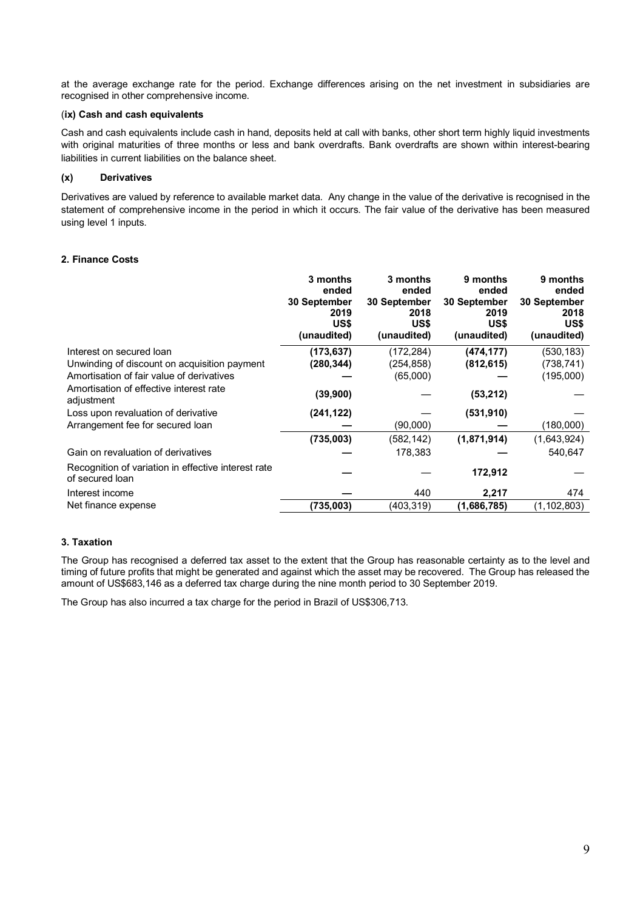at the average exchange rate for the period. Exchange differences arising on the net investment in subsidiaries are recognised in other comprehensive income.

**(ix) Cash and cash equivalents**

Cash and cash equivalents include cash in hand, deposits held at call with banks, other short term highly liquid investments with original maturities of three months or less and bank overdrafts. Bank overdrafts are shown within interest-bearing liabilities in current liabilities on the balance sheet.

**(x) Derivatives**

Derivatives are valued by reference to available market data. Any change in the value of the derivative is recognised in the statement of comprehensive income in the period in which it occurs. The fair value of the derivative has been measured using level 1 inputs.

## 2. Finance Costs

| | 3 months ended 30 September 2019 US$ (unaudited) | 3 months ended 30 September 2018 US$ (unaudited) | 9 months ended 30 September 2019 US$ (unaudited) | 9 months ended 30 September 2018 US$ (unaudited) |
|---|---|---|---|---|
| Interest on secured loan | **(173,637)** | (172,284) | **(474,177)** | (530,183) |
| Unwinding of discount on acquisition payment | **(280,344)** | (254,858) | **(812,615)** | (738,741) |
| Amortisation of fair value of derivatives | **—** | (65,000) | **—** | (195,000) |
| Amortisation of effective interest rate adjustment | **(39,900)** | — | **(53,212)** | — |
| Loss upon revaluation of derivative | **(241,122)** | — | **(531,910)** | — |
| Arrangement fee for secured loan | **—** | (90,000) | **—** | (180,000) |
| | **(735,003)** | (582,142) | **(1,871,914)** | (1,643,924) |
| Gain on revaluation of derivatives | **—** | 178,383 | **—** | 540,647 |
| Recognition of variation in effective interest rate of secured loan | **—** | — | **172,912** | — |
| Interest income | **—** | 440 | **2,217** | 474 |
| Net finance expense | **(735,003)** | (403,319) | **(1,686,785)** | (1,102,803) |

## 3. Taxation

The Group has recognised a deferred tax asset to the extent that the Group has reasonable certainty as to the level and timing of future profits that might be generated and against which the asset may be recovered. The Group has released the amount of US$683,146 as a deferred tax charge during the nine month period to 30 September 2019.

The Group has also incurred a tax charge for the period in Brazil of US$306,713.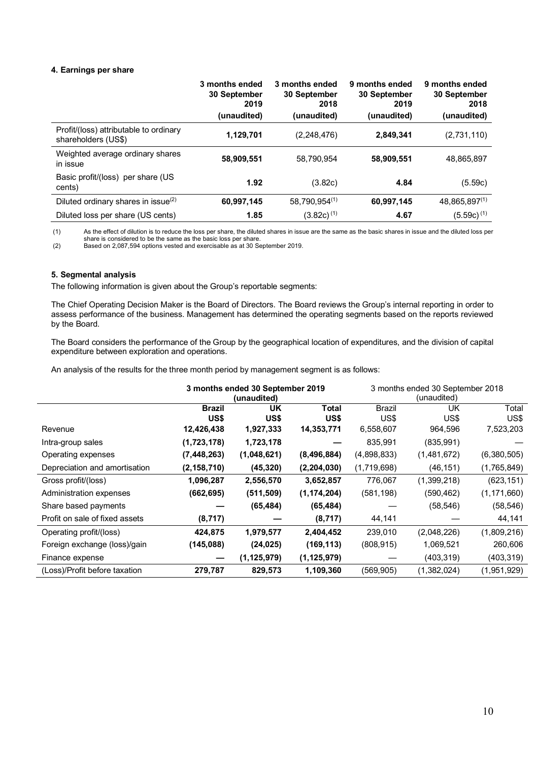### 4. Earnings per share

| | 3 months ended 30 September 2019 (unaudited) | 3 months ended 30 September 2018 (unaudited) | 9 months ended 30 September 2019 (unaudited) | 9 months ended 30 September 2018 (unaudited) |
|---|---|---|---|---|
| Profit/(loss) attributable to ordinary shareholders (US$) | **1,129,701** | (2,248,476) | **2,849,341** | (2,731,110) |
| Weighted average ordinary shares in issue | **58,909,551** | 58,790,954 | **58,909,551** | 48,865,897 |
| Basic profit/(loss) per share (US cents) | **1.92** | (3.82c) | **4.84** | (5.59c) |
| Diluted ordinary shares in issue[(2)] | **60,997,145** | 58,790,954[(1)] | **60,997,145** | 48,865,897[(1)] |
| Diluted loss per share (US cents) | **1.85** | (3.82c)[(1)] | **4.67** | (5.59c)[(1)] |

(1) As the effect of dilution is to reduce the loss per share, the diluted shares in issue are the same as the basic shares in issue and the diluted loss per share is considered to be the same as the basic loss per share.

(2) Based on 2,087,594 options vested and exercisable as at 30 September 2019.

### 5. Segmental analysis

The following information is given about the Group's reportable segments:

The Chief Operating Decision Maker is the Board of Directors. The Board reviews the Group's internal reporting in order to assess performance of the business. Management has determined the operating segments based on the reports reviewed by the Board.

The Board considers the performance of the Group by the geographical location of expenditures, and the division of capital expenditure between exploration and operations.

An analysis of the results for the three month period by management segment is as follows:

| | **3 months ended 30 September 2019 (unaudited)** | | | 3 months ended 30 September 2018 (unaudited) | | |
|---|---|---|---|---|---|---|
| | **Brazil US$** | **UK US$** | **Total US$** | Brazil US$ | UK US$ | Total US$ |
| Revenue | **12,426,438** | **1,927,333** | **14,353,771** | 6,558,607 | 964,596 | 7,523,203 |
| Intra-group sales | **(1,723,178)** | **1,723,178** | **—** | 835,991 | (835,991) | — |
| Operating expenses | **(7,448,263)** | **(1,048,621)** | **(8,496,884)** | (4,898,833) | (1,481,672) | (6,380,505) |
| Depreciation and amortisation | **(2,158,710)** | **(45,320)** | **(2,204,030)** | (1,719,698) | (46,151) | (1,765,849) |
| Gross profit/(loss) | **1,096,287** | **2,556,570** | **3,652,857** | 776,067 | (1,399,218) | (623,151) |
| Administration expenses | **(662,695)** | **(511,509)** | **(1,174,204)** | (581,198) | (590,462) | (1,171,660) |
| Share based payments | **—** | **(65,484)** | **(65,484)** | — | (58,546) | (58,546) |
| Profit on sale of fixed assets | **(8,717)** | **—** | **(8,717)** | 44,141 | — | 44,141 |
| Operating profit/(loss) | **424,875** | **1,979,577** | **2,404,452** | 239,010 | (2,048,226) | (1,809,216) |
| Foreign exchange (loss)/gain | **(145,088)** | **(24,025)** | **(169,113)** | (808,915) | 1,069,521 | 260,606 |
| Finance expense | **—** | **(1,125,979)** | **(1,125,979)** | — | (403,319) | (403,319) |
| (Loss)/Profit before taxation | **279,787** | **829,573** | **1,109,360** | (569,905) | (1,382,024) | (1,951,929) |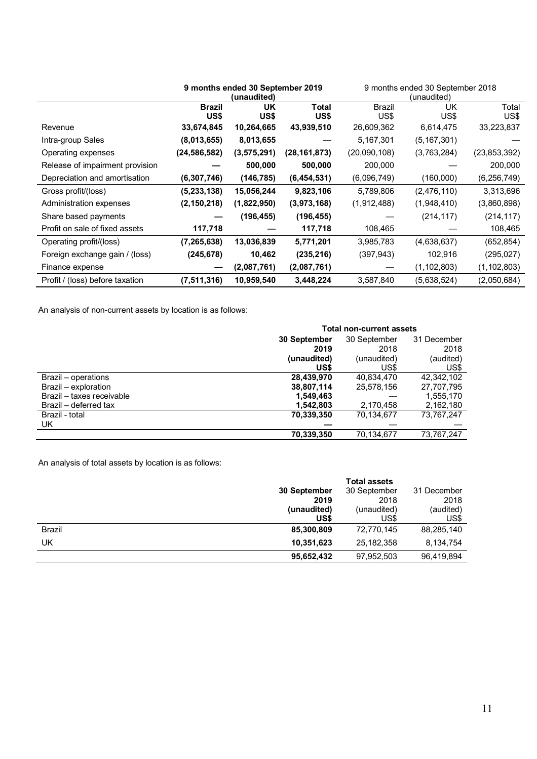| | 9 months ended 30 September 2019 (unaudited) | | | 9 months ended 30 September 2018 (unaudited) | | |
|---|---|---|---|---|---|---|
| | **Brazil US$** | **UK US$** | **Total US$** | Brazil US$ | UK US$ | Total US$ |
| Revenue | **33,674,845** | **10,264,665** | **43,939,510** | 26,609,362 | 6,614,475 | 33,223,837 |
| Intra-group Sales | **(8,013,655)** | **8,013,655** | **—** | 5,167,301 | (5,167,301) | — |
| Operating expenses | **(24,586,582)** | **(3,575,291)** | **(28,161,873)** | (20,090,108) | (3,763,284) | (23,853,392) |
| Release of impairment provision | **—** | **500,000** | **500,000** | 200,000 | — | 200,000 |
| Depreciation and amortisation | **(6,307,746)** | **(146,785)** | **(6,454,531)** | (6,096,749) | (160,000) | (6,256,749) |
| Gross profit/(loss) | **(5,233,138)** | **15,056,244** | **9,823,106** | 5,789,806 | (2,476,110) | 3,313,696 |
| Administration expenses | **(2,150,218)** | **(1,822,950)** | **(3,973,168)** | (1,912,488) | (1,948,410) | (3,860,898) |
| Share based payments | **—** | **(196,455)** | **(196,455)** | — | (214,117) | (214,117) |
| Profit on sale of fixed assets | **117,718** | **—** | **117,718** | 108,465 | — | 108,465 |
| Operating profit/(loss) | **(7,265,638)** | **13,036,839** | **5,771,201** | 3,985,783 | (4,638,637) | (652,854) |
| Foreign exchange gain / (loss) | **(245,678)** | **10,462** | **(235,216)** | (397,943) | 102,916 | (295,027) |
| Finance expense | **—** | **(2,087,761)** | **(2,087,761)** | — | (1,102,803) | (1,102,803) |
| Profit / (loss) before taxation | **(7,511,316)** | **10,959,540** | **3,448,224** | 3,587,840 | (5,638,524) | (2,050,684) |

An analysis of non-current assets by location is as follows:

| | Total non-current assets | | |
|---|---|---|---|
| | **30 September 2019 (unaudited) US$** | 30 September 2018 (unaudited) US$ | 31 December 2018 (audited) US$ |
| Brazil – operations | **28,439,970** | 40,834,470 | 42,342,102 |
| Brazil – exploration | **38,807,114** | 25,578,156 | 27,707,795 |
| Brazil – taxes receivable | **1,549,463** | — | 1,555,170 |
| Brazil – deferred tax | **1,542,803** | 2,170,458 | 2,162,180 |
| Brazil - total | **70,339,350** | 70,134,677 | 73,767,247 |
| UK | **—** | — | — |
| | **70,339,350** | 70,134,677 | 73,767,247 |

An analysis of total assets by location is as follows:

| | Total assets | | |
|---|---|---|---|
| | **30 September 2019 (unaudited) US$** | 30 September 2018 (unaudited) US$ | 31 December 2018 (audited) US$ |
| Brazil | **85,300,809** | 72,770,145 | 88,285,140 |
| UK | **10,351,623** | 25,182,358 | 8,134,754 |
| | **95,652,432** | 97,952,503 | 96,419,894 |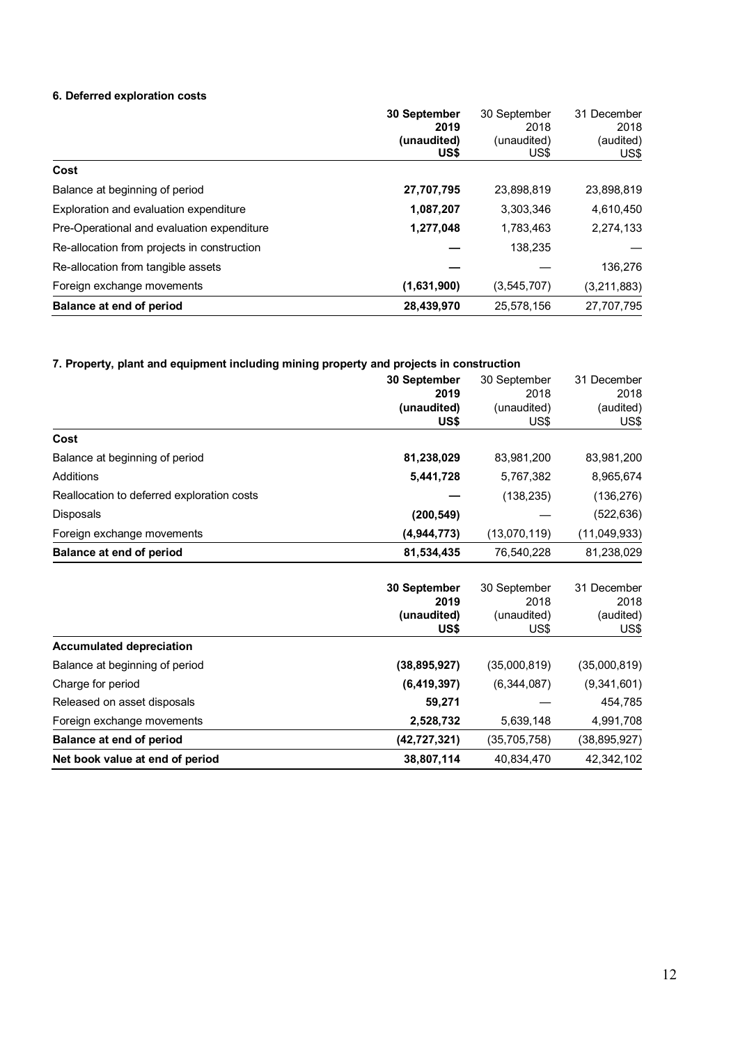### 6. Deferred exploration costs

| | **30 September 2019 (unaudited) US$** | 30 September 2018 (unaudited) US$ | 31 December 2018 (audited) US$ |
|---|---|---|---|
| **Cost** | | | |
| Balance at beginning of period | **27,707,795** | 23,898,819 | 23,898,819 |
| Exploration and evaluation expenditure | **1,087,207** | 3,303,346 | 4,610,450 |
| Pre-Operational and evaluation expenditure | **1,277,048** | 1,783,463 | 2,274,133 |
| Re-allocation from projects in construction | **—** | 138,235 | — |
| Re-allocation from tangible assets | **—** | — | 136,276 |
| Foreign exchange movements | **(1,631,900)** | (3,545,707) | (3,211,883) |
| **Balance at end of period** | **28,439,970** | 25,578,156 | 27,707,795 |

### 7. Property, plant and equipment including mining property and projects in construction

| | **30 September 2019 (unaudited) US$** | 30 September 2018 (unaudited) US$ | 31 December 2018 (audited) US$ |
|---|---|---|---|
| **Cost** | | | |
| Balance at beginning of period | **81,238,029** | 83,981,200 | 83,981,200 |
| Additions | **5,441,728** | 5,767,382 | 8,965,674 |
| Reallocation to deferred exploration costs | **—** | (138,235) | (136,276) |
| Disposals | **(200,549)** | — | (522,636) |
| Foreign exchange movements | **(4,944,773)** | (13,070,119) | (11,049,933) |
| **Balance at end of period** | **81,534,435** | 76,540,228 | 81,238,029 |

| | **30 September 2019 (unaudited) US$** | 30 September 2018 (unaudited) US$ | 31 December 2018 (audited) US$ |
|---|---|---|---|
| **Accumulated depreciation** | | | |
| Balance at beginning of period | **(38,895,927)** | (35,000,819) | (35,000,819) |
| Charge for period | **(6,419,397)** | (6,344,087) | (9,341,601) |
| Released on asset disposals | **59,271** | — | 454,785 |
| Foreign exchange movements | **2,528,732** | 5,639,148 | 4,991,708 |
| **Balance at end of period** | **(42,727,321)** | (35,705,758) | (38,895,927) |
| **Net book value at end of period** | **38,807,114** | 40,834,470 | 42,342,102 |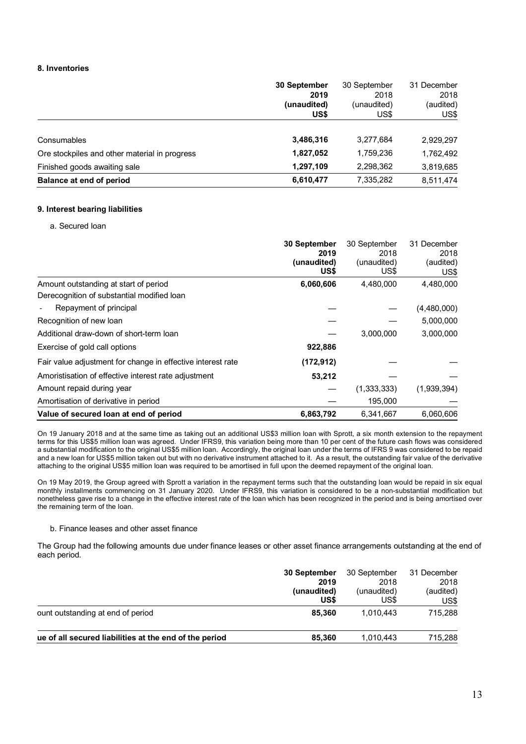## 8. Inventories

| | **30 September 2019 (unaudited) US$** | 30 September 2018 (unaudited) US$ | 31 December 2018 (audited) US$ |
|---|---|---|---|
| Consumables | **3,486,316** | 3,277,684 | 2,929,297 |
| Ore stockpiles and other material in progress | **1,827,052** | 1,759,236 | 1,762,492 |
| Finished goods awaiting sale | **1,297,109** | 2,298,362 | 3,819,685 |
| **Balance at end of period** | **6,610,477** | 7,335,282 | 8,511,474 |

## 9. Interest bearing liabilities

a. Secured loan

| | **30 September 2019 (unaudited) US$** | 30 September 2018 (unaudited) US$ | 31 December 2018 (audited) US$ |
|---|---|---|---|
| Amount outstanding at start of period | **6,060,606** | 4,480,000 | 4,480,000 |
| Derecognition of substantial modified loan | | | |
| - Repayment of principal | — | — | (4,480,000) |
| Recognition of new loan | — | — | 5,000,000 |
| Additional draw-down of short-term loan | — | 3,000,000 | 3,000,000 |
| Exercise of gold call options | **922,886** | | |
| Fair value adjustment for change in effective interest rate | **(172,912)** | — | — |
| Amoristisation of effective interest rate adjustment | **53,212** | — | — |
| Amount repaid during year | — | (1,333,333) | (1,939,394) |
| Amortisation of derivative in period | — | 195,000 | — |
| **Value of secured loan at end of period** | **6,863,792** | 6,341,667 | 6,060,606 |

On 19 January 2018 and at the same time as taking out an additional US$3 million loan with Sprott, a six month extension to the repayment terms for this US$5 million loan was agreed. Under IFRS9, this variation being more than 10 per cent of the future cash flows was considered a substantial modification to the original US$5 million loan. Accordingly, the original loan under the terms of IFRS 9 was considered to be repaid and a new loan for US$5 million taken out but with no derivative instrument attached to it. As a result, the outstanding fair value of the derivative attaching to the original US$5 million loan was required to be amortised in full upon the deemed repayment of the original loan.

On 19 May 2019, the Group agreed with Sprott a variation in the repayment terms such that the outstanding loan would be repaid in six equal monthly installments commencing on 31 January 2020. Under IFRS9, this variation is considered to be a non-substantial modification but nonetheless gave rise to a change in the effective interest rate of the loan which has been recognized in the period and is being amortised over the remaining term of the loan.

b. Finance leases and other asset finance

The Group had the following amounts due under finance leases or other asset finance arrangements outstanding at the end of each period.

| | **30 September 2019 (unaudited) US$** | 30 September 2018 (unaudited) US$ | 31 December 2018 (audited) US$ |
|---|---|---|---|
| ount outstanding at end of period | **85,360** | 1,010,443 | 715,288 |
| **ue of all secured liabilities at the end of the period** | **85,360** | 1,010,443 | 715,288 |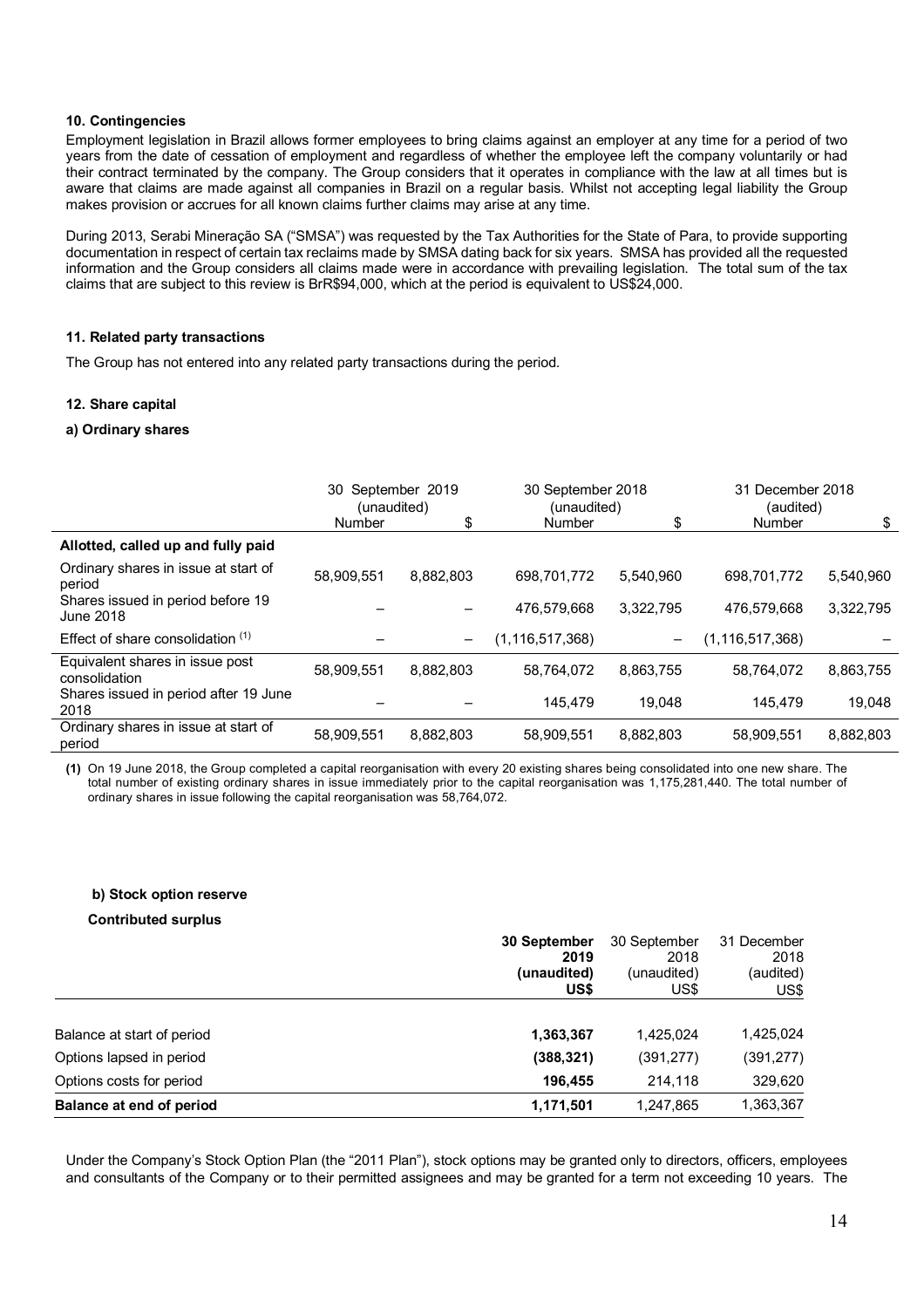#### 10. Contingencies

Employment legislation in Brazil allows former employees to bring claims against an employer at any time for a period of two years from the date of cessation of employment and regardless of whether the employee left the company voluntarily or had their contract terminated by the company. The Group considers that it operates in compliance with the law at all times but is aware that claims are made against all companies in Brazil on a regular basis. Whilst not accepting legal liability the Group makes provision or accrues for all known claims further claims may arise at any time.

During 2013, Serabi Mineração SA ("SMSA") was requested by the Tax Authorities for the State of Para, to provide supporting documentation in respect of certain tax reclaims made by SMSA dating back for six years. SMSA has provided all the requested information and the Group considers all claims made were in accordance with prevailing legislation. The total sum of the tax claims that are subject to this review is BrR$94,000, which at the period is equivalent to US$24,000.

#### 11. Related party transactions

The Group has not entered into any related party transactions during the period.

#### 12. Share capital

##### a) Ordinary shares

| | 30 September 2019 (unaudited) | | 30 September 2018 (unaudited) | | 31 December 2018 (audited) | |
|---|---|---|---|---|---|---|
| | Number | $ | Number | $ | Number | $ |
| **Allotted, called up and fully paid** | | | | | | |
| Ordinary shares in issue at start of period | 58,909,551 | 8,882,803 | 698,701,772 | 5,540,960 | 698,701,772 | 5,540,960 |
| Shares issued in period before 19 June 2018 | – | – | 476,579,668 | 3,322,795 | 476,579,668 | 3,322,795 |
| Effect of share consolidation [(1)] | – | – | (1,116,517,368) | – | (1,116,517,368) | – |
| Equivalent shares in issue post consolidation | 58,909,551 | 8,882,803 | 58,764,072 | 8,863,755 | 58,764,072 | 8,863,755 |
| Shares issued in period after 19 June 2018 | – | – | 145,479 | 19,048 | 145,479 | 19,048 |
| Ordinary shares in issue at start of period | 58,909,551 | 8,882,803 | 58,909,551 | 8,882,803 | 58,909,551 | 8,882,803 |

**(1)** On 19 June 2018, the Group completed a capital reorganisation with every 20 existing shares being consolidated into one new share. The total number of existing ordinary shares in issue immediately prior to the capital reorganisation was 1,175,281,440. The total number of ordinary shares in issue following the capital reorganisation was 58,764,072.

##### b) Stock option reserve

**Contributed surplus**

| | **30 September 2019 (unaudited) US$** | 30 September 2018 (unaudited) US$ | 31 December 2018 (audited) US$ |
|---|---|---|---|
| Balance at start of period | **1,363,367** | 1,425,024 | 1,425,024 |
| Options lapsed in period | **(388,321)** | (391,277) | (391,277) |
| Options costs for period | **196,455** | 214,118 | 329,620 |
| **Balance at end of period** | **1,171,501** | 1,247,865 | 1,363,367 |

Under the Company's Stock Option Plan (the "2011 Plan"), stock options may be granted only to directors, officers, employees and consultants of the Company or to their permitted assignees and may be granted for a term not exceeding 10 years. The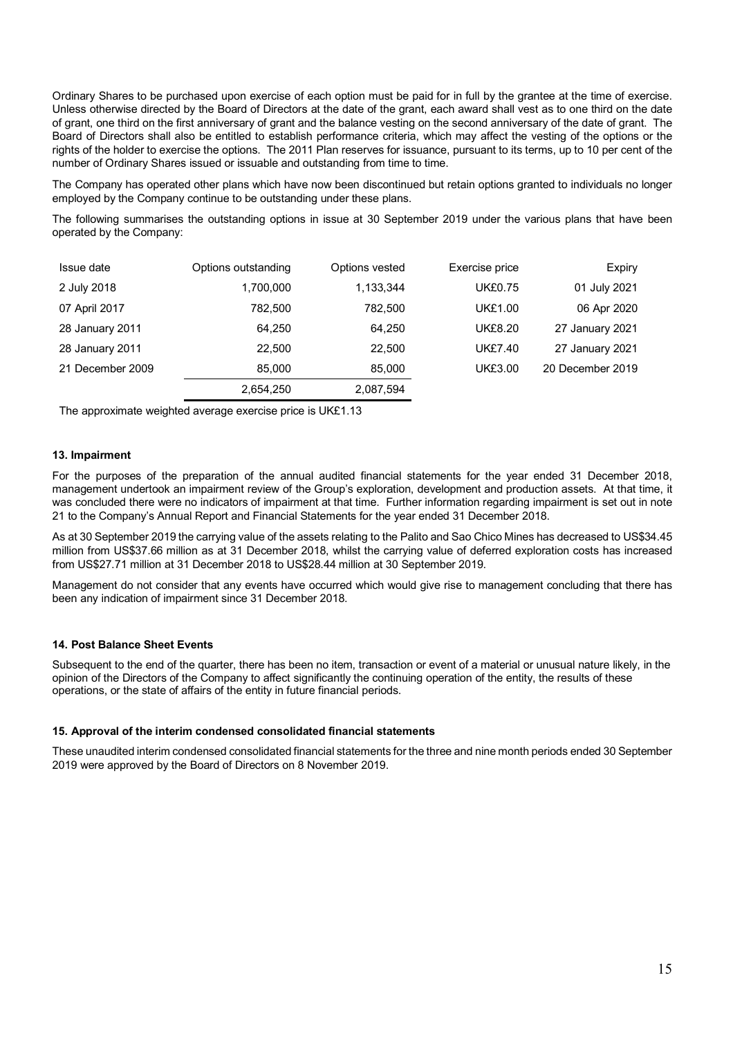Ordinary Shares to be purchased upon exercise of each option must be paid for in full by the grantee at the time of exercise. Unless otherwise directed by the Board of Directors at the date of the grant, each award shall vest as to one third on the date of grant, one third on the first anniversary of grant and the balance vesting on the second anniversary of the date of grant. The Board of Directors shall also be entitled to establish performance criteria, which may affect the vesting of the options or the rights of the holder to exercise the options. The 2011 Plan reserves for issuance, pursuant to its terms, up to 10 per cent of the number of Ordinary Shares issued or issuable and outstanding from time to time.

The Company has operated other plans which have now been discontinued but retain options granted to individuals no longer employed by the Company continue to be outstanding under these plans.

The following summarises the outstanding options in issue at 30 September 2019 under the various plans that have been operated by the Company:

| Issue date | Options outstanding | Options vested | Exercise price | Expiry |
|---|---|---|---|---|
| 2 July 2018 | 1,700,000 | 1,133,344 | UK£0.75 | 01 July 2021 |
| 07 April 2017 | 782,500 | 782,500 | UK£1.00 | 06 Apr 2020 |
| 28 January 2011 | 64,250 | 64,250 | UK£8.20 | 27 January 2021 |
| 28 January 2011 | 22,500 | 22,500 | UK£7.40 | 27 January 2021 |
| 21 December 2009 | 85,000 | 85,000 | UK£3.00 | 20 December 2019 |
| | 2,654,250 | 2,087,594 | | |

The approximate weighted average exercise price is UK£1.13

#### 13. Impairment

For the purposes of the preparation of the annual audited financial statements for the year ended 31 December 2018, management undertook an impairment review of the Group's exploration, development and production assets. At that time, it was concluded there were no indicators of impairment at that time. Further information regarding impairment is set out in note 21 to the Company's Annual Report and Financial Statements for the year ended 31 December 2018.

As at 30 September 2019 the carrying value of the assets relating to the Palito and Sao Chico Mines has decreased to US$34.45 million from US$37.66 million as at 31 December 2018, whilst the carrying value of deferred exploration costs has increased from US$27.71 million at 31 December 2018 to US$28.44 million at 30 September 2019.

Management do not consider that any events have occurred which would give rise to management concluding that there has been any indication of impairment since 31 December 2018.

#### 14. Post Balance Sheet Events

Subsequent to the end of the quarter, there has been no item, transaction or event of a material or unusual nature likely, in the opinion of the Directors of the Company to affect significantly the continuing operation of the entity, the results of these operations, or the state of affairs of the entity in future financial periods.

#### 15. Approval of the interim condensed consolidated financial statements

These unaudited interim condensed consolidated financial statements for the three and nine month periods ended 30 September 2019 were approved by the Board of Directors on 8 November 2019.